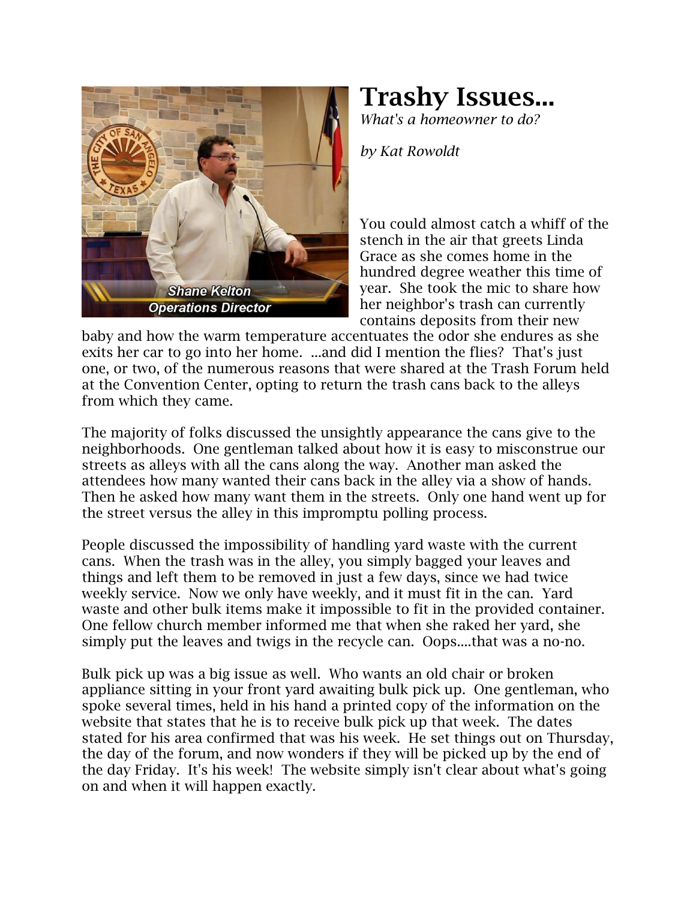# Trashy Issues...

*What's a homeowner to do?*

*by Kat Rowoldt*

Shane Kelton
Operations Director

You could almost catch a whiff of the stench in the air that greets Linda Grace as she comes home in the hundred degree weather this time of year. She took the mic to share how her neighbor's trash can currently contains deposits from their new baby and how the warm temperature accentuates the odor she endures as she exits her car to go into her home. ...and did I mention the flies? That's just one, or two, of the numerous reasons that were shared at the Trash Forum held at the Convention Center, opting to return the trash cans back to the alleys from which they came.

The majority of folks discussed the unsightly appearance the cans give to the neighborhoods. One gentleman talked about how it is easy to misconstrue our streets as alleys with all the cans along the way. Another man asked the attendees how many wanted their cans back in the alley via a show of hands. Then he asked how many want them in the streets. Only one hand went up for the street versus the alley in this impromptu polling process.

People discussed the impossibility of handling yard waste with the current cans. When the trash was in the alley, you simply bagged your leaves and things and left them to be removed in just a few days, since we had twice weekly service. Now we only have weekly, and it must fit in the can. Yard waste and other bulk items make it impossible to fit in the provided container. One fellow church member informed me that when she raked her yard, she simply put the leaves and twigs in the recycle can. Oops....that was a no-no.

Bulk pick up was a big issue as well. Who wants an old chair or broken appliance sitting in your front yard awaiting bulk pick up. One gentleman, who spoke several times, held in his hand a printed copy of the information on the website that states that he is to receive bulk pick up that week. The dates stated for his area confirmed that was his week. He set things out on Thursday, the day of the forum, and now wonders if they will be picked up by the end of the day Friday. It's his week! The website simply isn't clear about what's going on and when it will happen exactly.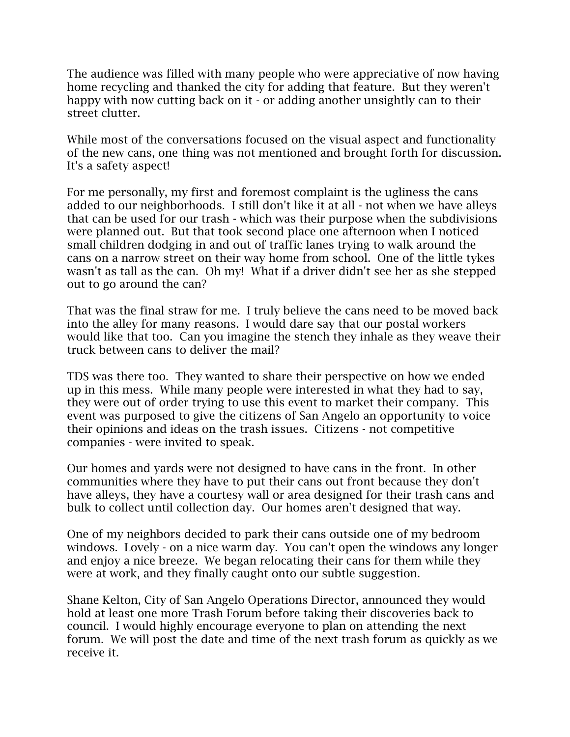The audience was filled with many people who were appreciative of now having home recycling and thanked the city for adding that feature. But they weren't happy with now cutting back on it - or adding another unsightly can to their street clutter.

While most of the conversations focused on the visual aspect and functionality of the new cans, one thing was not mentioned and brought forth for discussion. It's a safety aspect!

For me personally, my first and foremost complaint is the ugliness the cans added to our neighborhoods. I still don't like it at all - not when we have alleys that can be used for our trash - which was their purpose when the subdivisions were planned out. But that took second place one afternoon when I noticed small children dodging in and out of traffic lanes trying to walk around the cans on a narrow street on their way home from school. One of the little tykes wasn't as tall as the can. Oh my! What if a driver didn't see her as she stepped out to go around the can?

That was the final straw for me. I truly believe the cans need to be moved back into the alley for many reasons. I would dare say that our postal workers would like that too. Can you imagine the stench they inhale as they weave their truck between cans to deliver the mail?

TDS was there too. They wanted to share their perspective on how we ended up in this mess. While many people were interested in what they had to say, they were out of order trying to use this event to market their company. This event was purposed to give the citizens of San Angelo an opportunity to voice their opinions and ideas on the trash issues. Citizens - not competitive companies - were invited to speak.

Our homes and yards were not designed to have cans in the front. In other communities where they have to put their cans out front because they don't have alleys, they have a courtesy wall or area designed for their trash cans and bulk to collect until collection day. Our homes aren't designed that way.

One of my neighbors decided to park their cans outside one of my bedroom windows. Lovely - on a nice warm day. You can't open the windows any longer and enjoy a nice breeze. We began relocating their cans for them while they were at work, and they finally caught onto our subtle suggestion.

Shane Kelton, City of San Angelo Operations Director, announced they would hold at least one more Trash Forum before taking their discoveries back to council. I would highly encourage everyone to plan on attending the next forum. We will post the date and time of the next trash forum as quickly as we receive it.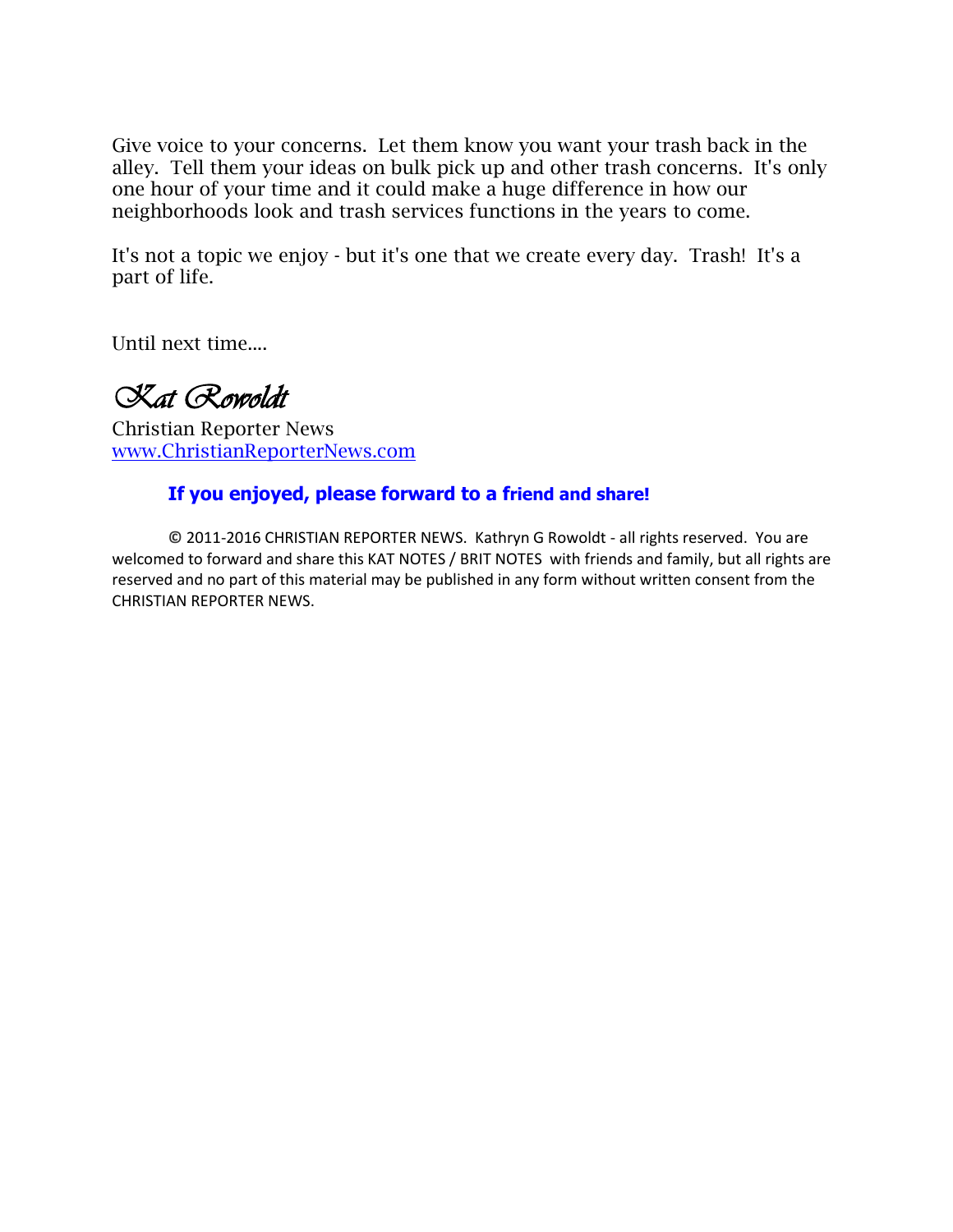Give voice to your concerns. Let them know you want your trash back in the alley. Tell them your ideas on bulk pick up and other trash concerns. It's only one hour of your time and it could make a huge difference in how our neighborhoods look and trash services functions in the years to come.

It's not a topic we enjoy - but it's one that we create every day. Trash! It's a part of life.

Until next time....

*Kat Rowoldt*

Christian Reporter News
[www.ChristianReporterNews.com](http://www.ChristianReporterNews.com)

**If you enjoyed, please forward to a friend and share!**

© 2011-2016 CHRISTIAN REPORTER NEWS. Kathryn G Rowoldt - all rights reserved. You are welcomed to forward and share this KAT NOTES / BRIT NOTES with friends and family, but all rights are reserved and no part of this material may be published in any form without written consent from the CHRISTIAN REPORTER NEWS.